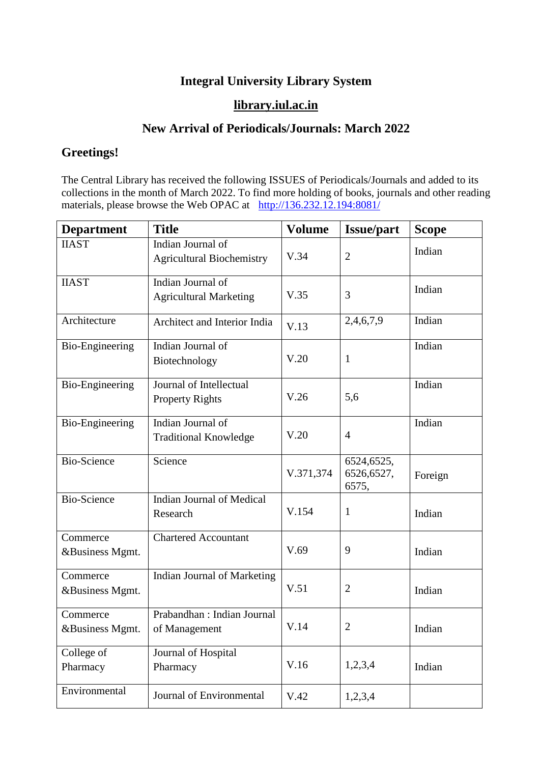# Integral University Library System

## library.iul.ac.in

## New Arrival of Periodicals/Journals: March 2022

### Greetings!

The Central Library has received the following ISSUES of Periodicals/Journals and added to its collections in the month of March 2022. To find more holding of books, journals and other reading materials, please browse the Web OPAC at http://136.232.12.194:8081/

| Department | Title | Volume | Issue/part | Scope |
|---|---|---|---|---|
| IIAST | Indian Journal of Agricultural Biochemistry | V.34 | 2 | Indian |
| IIAST | Indian Journal of Agricultural Marketing | V.35 | 3 | Indian |
| Architecture | Architect and Interior India | V.13 | 2,4,6,7,9 | Indian |
| Bio-Engineering | Indian Journal of Biotechnology | V.20 | 1 | Indian |
| Bio-Engineering | Journal of Intellectual Property Rights | V.26 | 5,6 | Indian |
| Bio-Engineering | Indian Journal of Traditional Knowledge | V.20 | 4 | Indian |
| Bio-Science | Science | V.371,374 | 6524,6525, 6526,6527, 6575, | Foreign |
| Bio-Science | Indian Journal of Medical Research | V.154 | 1 | Indian |
| Commerce &Business Mgmt. | Chartered Accountant | V.69 | 9 | Indian |
| Commerce &Business Mgmt. | Indian Journal of Marketing | V.51 | 2 | Indian |
| Commerce &Business Mgmt. | Prabandhan : Indian Journal of Management | V.14 | 2 | Indian |
| College of Pharmacy | Journal of Hospital Pharmacy | V.16 | 1,2,3,4 | Indian |
| Environmental | Journal of Environmental | V.42 | 1,2,3,4 | |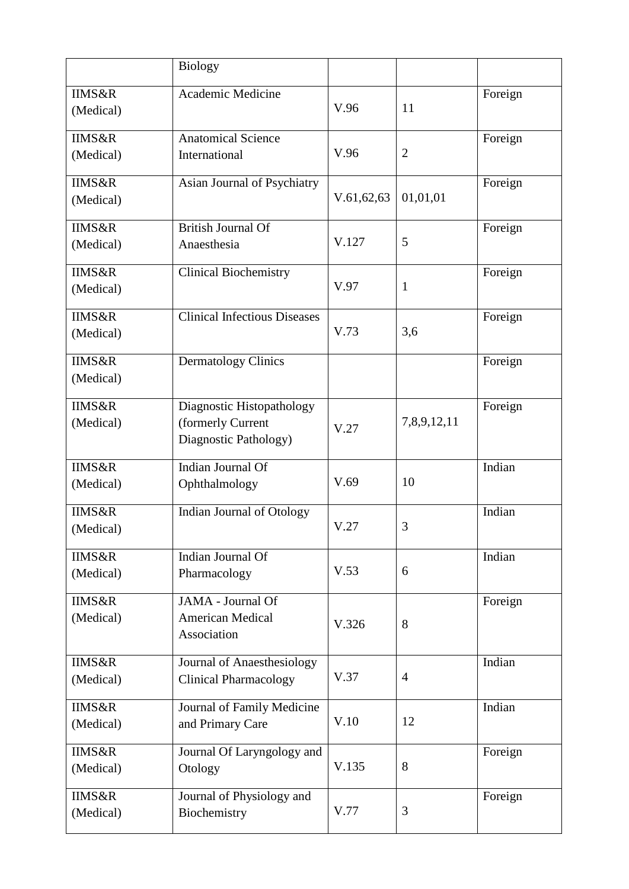| | Biology | | | |
|---|---|---|---|---|
| IIMS&R (Medical) | Academic Medicine | V.96 | 11 | Foreign |
| IIMS&R (Medical) | Anatomical Science International | V.96 | 2 | Foreign |
| IIMS&R (Medical) | Asian Journal of Psychiatry | V.61,62,63 | 01,01,01 | Foreign |
| IIMS&R (Medical) | British Journal Of Anaesthesia | V.127 | 5 | Foreign |
| IIMS&R (Medical) | Clinical Biochemistry | V.97 | 1 | Foreign |
| IIMS&R (Medical) | Clinical Infectious Diseases | V.73 | 3,6 | Foreign |
| IIMS&R (Medical) | Dermatology Clinics | | | Foreign |
| IIMS&R (Medical) | Diagnostic Histopathology (formerly Current Diagnostic Pathology) | V.27 | 7,8,9,12,11 | Foreign |
| IIMS&R (Medical) | Indian Journal Of Ophthalmology | V.69 | 10 | Indian |
| IIMS&R (Medical) | Indian Journal of Otology | V.27 | 3 | Indian |
| IIMS&R (Medical) | Indian Journal Of Pharmacology | V.53 | 6 | Indian |
| IIMS&R (Medical) | JAMA - Journal Of American Medical Association | V.326 | 8 | Foreign |
| IIMS&R (Medical) | Journal of Anaesthesiology Clinical Pharmacology | V.37 | 4 | Indian |
| IIMS&R (Medical) | Journal of Family Medicine and Primary Care | V.10 | 12 | Indian |
| IIMS&R (Medical) | Journal Of Laryngology and Otology | V.135 | 8 | Foreign |
| IIMS&R (Medical) | Journal of Physiology and Biochemistry | V.77 | 3 | Foreign |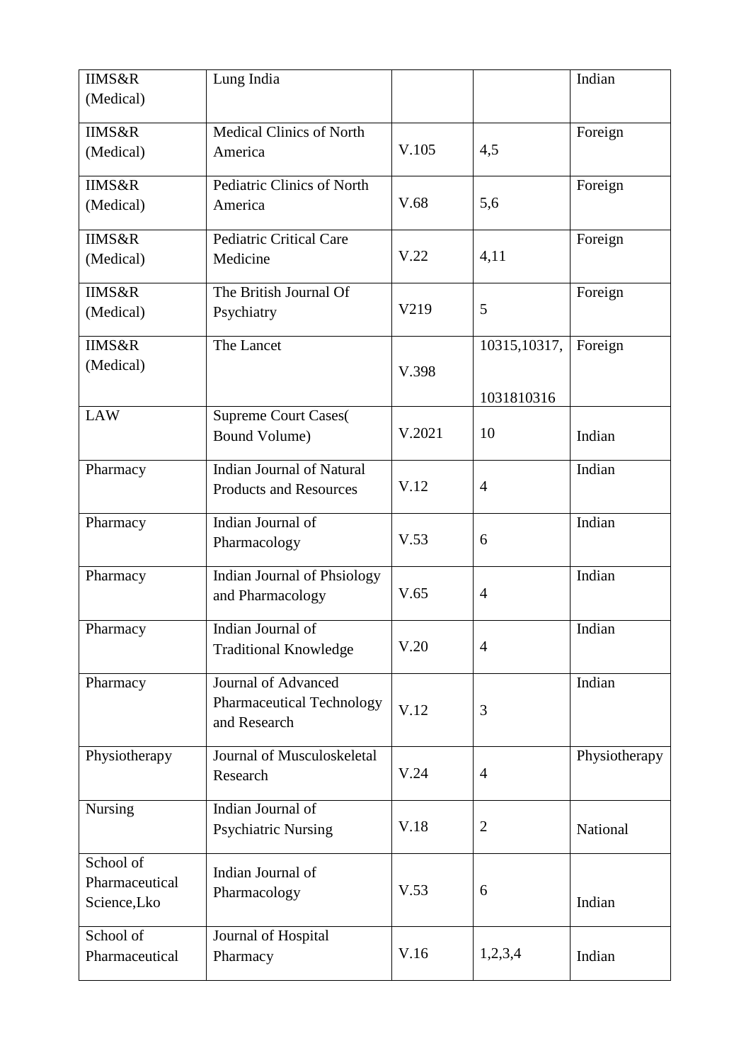| IIMS&R (Medical) | Lung India | | | Indian |
|---|---|---|---|---|
| IIMS&R (Medical) | Medical Clinics of North America | V.105 | 4,5 | Foreign |
| IIMS&R (Medical) | Pediatric Clinics of North America | V.68 | 5,6 | Foreign |
| IIMS&R (Medical) | Pediatric Critical Care Medicine | V.22 | 4,11 | Foreign |
| IIMS&R (Medical) | The British Journal Of Psychiatry | V219 | 5 | Foreign |
| IIMS&R (Medical) | The Lancet | V.398 | 10315,10317, 1031810316 | Foreign |
| LAW | Supreme Court Cases( Bound Volume) | V.2021 | 10 | Indian |
| Pharmacy | Indian Journal of Natural Products and Resources | V.12 | 4 | Indian |
| Pharmacy | Indian Journal of Pharmacology | V.53 | 6 | Indian |
| Pharmacy | Indian Journal of Phsiology and Pharmacology | V.65 | 4 | Indian |
| Pharmacy | Indian Journal of Traditional Knowledge | V.20 | 4 | Indian |
| Pharmacy | Journal of Advanced Pharmaceutical Technology and Research | V.12 | 3 | Indian |
| Physiotherapy | Journal of Musculoskeletal Research | V.24 | 4 | Physiotherapy |
| Nursing | Indian Journal of Psychiatric Nursing | V.18 | 2 | National |
| School of Pharmaceutical Science,Lko | Indian Journal of Pharmacology | V.53 | 6 | Indian |
| School of Pharmaceutical | Journal of Hospital Pharmacy | V.16 | 1,2,3,4 | Indian |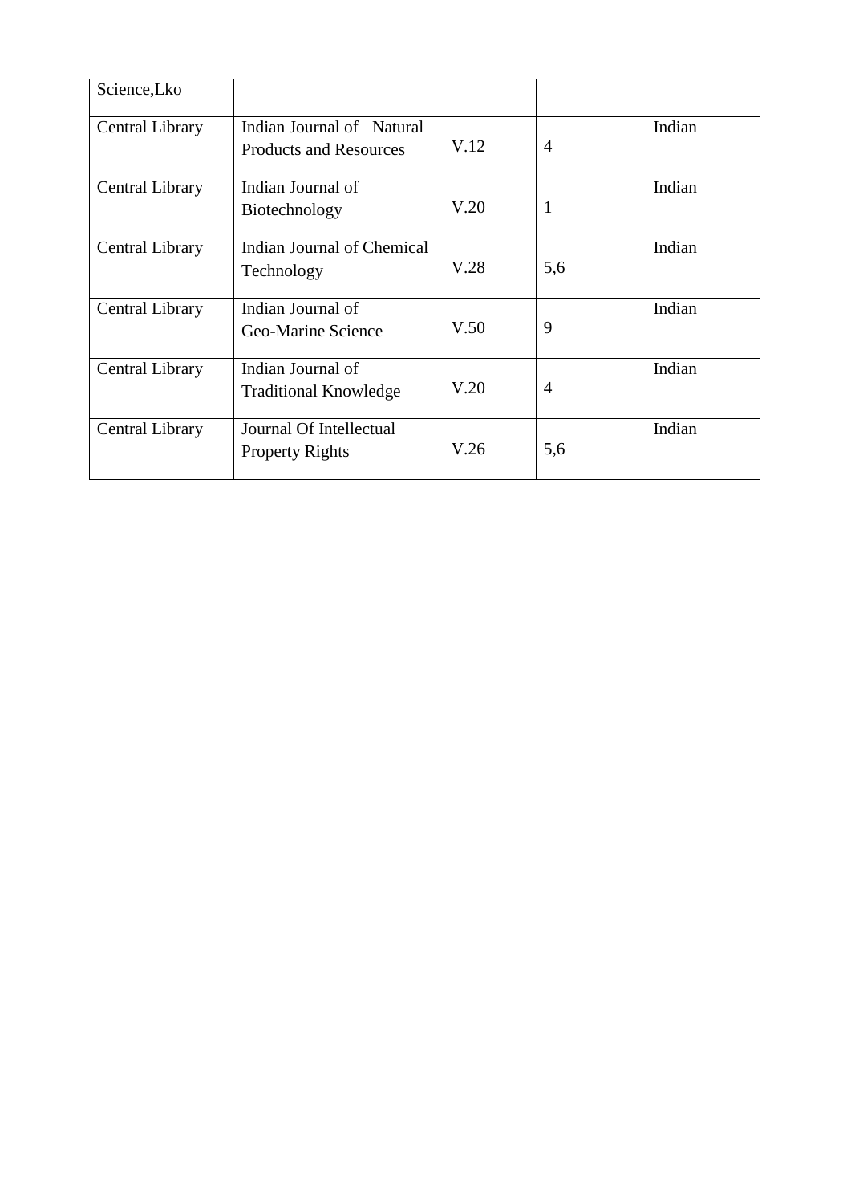| | | | | |
|---|---|---|---|---|
| Science,Lko | | | | |
| Central Library | Indian Journal of Natural Products and Resources | V.12 | 4 | Indian |
| Central Library | Indian Journal of Biotechnology | V.20 | 1 | Indian |
| Central Library | Indian Journal of Chemical Technology | V.28 | 5,6 | Indian |
| Central Library | Indian Journal of Geo-Marine Science | V.50 | 9 | Indian |
| Central Library | Indian Journal of Traditional Knowledge | V.20 | 4 | Indian |
| Central Library | Journal Of Intellectual Property Rights | V.26 | 5,6 | Indian |